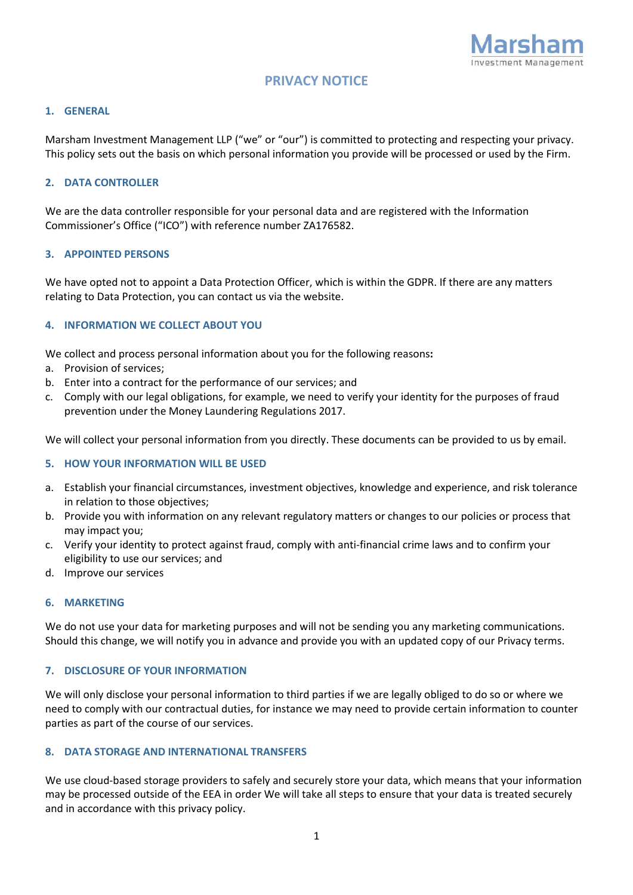Marsham
Investment Management

# PRIVACY NOTICE

## 1. GENERAL

Marsham Investment Management LLP ("we" or "our") is committed to protecting and respecting your privacy. This policy sets out the basis on which personal information you provide will be processed or used by the Firm.

## 2. DATA CONTROLLER

We are the data controller responsible for your personal data and are registered with the Information Commissioner's Office ("ICO") with reference number ZA176582.

## 3. APPOINTED PERSONS

We have opted not to appoint a Data Protection Officer, which is within the GDPR. If there are any matters relating to Data Protection, you can contact us via the website.

## 4. INFORMATION WE COLLECT ABOUT YOU

We collect and process personal information about you for the following reasons**:**

a. Provision of services;
b. Enter into a contract for the performance of our services; and
c. Comply with our legal obligations, for example, we need to verify your identity for the purposes of fraud prevention under the Money Laundering Regulations 2017.

We will collect your personal information from you directly. These documents can be provided to us by email.

## 5. HOW YOUR INFORMATION WILL BE USED

a. Establish your financial circumstances, investment objectives, knowledge and experience, and risk tolerance in relation to those objectives;
b. Provide you with information on any relevant regulatory matters or changes to our policies or process that may impact you;
c. Verify your identity to protect against fraud, comply with anti-financial crime laws and to confirm your eligibility to use our services; and
d. Improve our services

## 6. MARKETING

We do not use your data for marketing purposes and will not be sending you any marketing communications. Should this change, we will notify you in advance and provide you with an updated copy of our Privacy terms.

## 7. DISCLOSURE OF YOUR INFORMATION

We will only disclose your personal information to third parties if we are legally obliged to do so or where we need to comply with our contractual duties, for instance we may need to provide certain information to counter parties as part of the course of our services.

## 8. DATA STORAGE AND INTERNATIONAL TRANSFERS

We use cloud-based storage providers to safely and securely store your data, which means that your information may be processed outside of the EEA in order We will take all steps to ensure that your data is treated securely and in accordance with this privacy policy.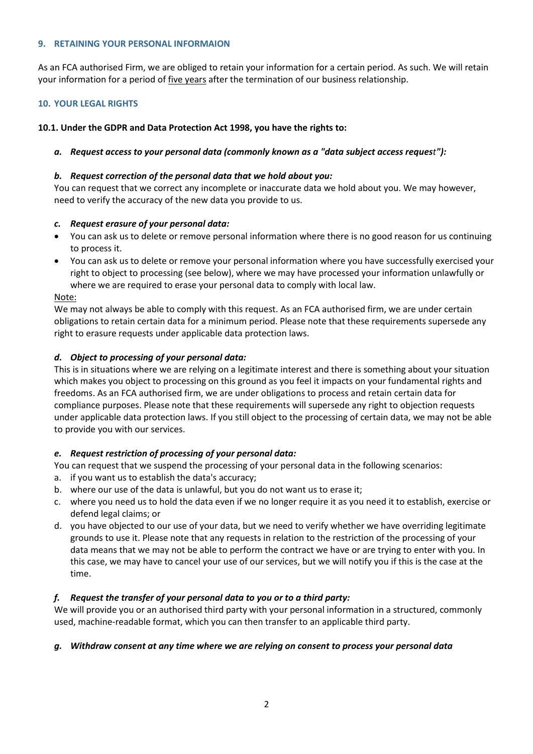## 9. RETAINING YOUR PERSONAL INFORMAION

As an FCA authorised Firm, we are obliged to retain your information for a certain period. As such. We will retain your information for a period of <u>five years</u> after the termination of our business relationship.

## 10. YOUR LEGAL RIGHTS

**10.1. Under the GDPR and Data Protection Act 1998, you have the rights to:**

***a. Request access to your personal data (commonly known as a "data subject access request"):***

***b. Request correction of the personal data that we hold about you:***

You can request that we correct any incomplete or inaccurate data we hold about you. We may however, need to verify the accuracy of the new data you provide to us.

***c. Request erasure of your personal data:***

- You can ask us to delete or remove personal information where there is no good reason for us continuing to process it.
- You can ask us to delete or remove your personal information where you have successfully exercised your right to object to processing (see below), where we may have processed your information unlawfully or where we are required to erase your personal data to comply with local law.

<u>Note:</u>

We may not always be able to comply with this request. As an FCA authorised firm, we are under certain obligations to retain certain data for a minimum period. Please note that these requirements supersede any right to erasure requests under applicable data protection laws.

***d. Object to processing of your personal data:***

This is in situations where we are relying on a legitimate interest and there is something about your situation which makes you object to processing on this ground as you feel it impacts on your fundamental rights and freedoms. As an FCA authorised firm, we are under obligations to process and retain certain data for compliance purposes. Please note that these requirements will supersede any right to objection requests under applicable data protection laws. If you still object to the processing of certain data, we may not be able to provide you with our services.

***e. Request restriction of processing of your personal data:***

You can request that we suspend the processing of your personal data in the following scenarios:

a. if you want us to establish the data's accuracy;
b. where our use of the data is unlawful, but you do not want us to erase it;
c. where you need us to hold the data even if we no longer require it as you need it to establish, exercise or defend legal claims; or
d. you have objected to our use of your data, but we need to verify whether we have overriding legitimate grounds to use it. Please note that any requests in relation to the restriction of the processing of your data means that we may not be able to perform the contract we have or are trying to enter with you. In this case, we may have to cancel your use of our services, but we will notify you if this is the case at the time.

***f. Request the transfer of your personal data to you or to a third party:***

We will provide you or an authorised third party with your personal information in a structured, commonly used, machine-readable format, which you can then transfer to an applicable third party.

***g. Withdraw consent at any time where we are relying on consent to process your personal data***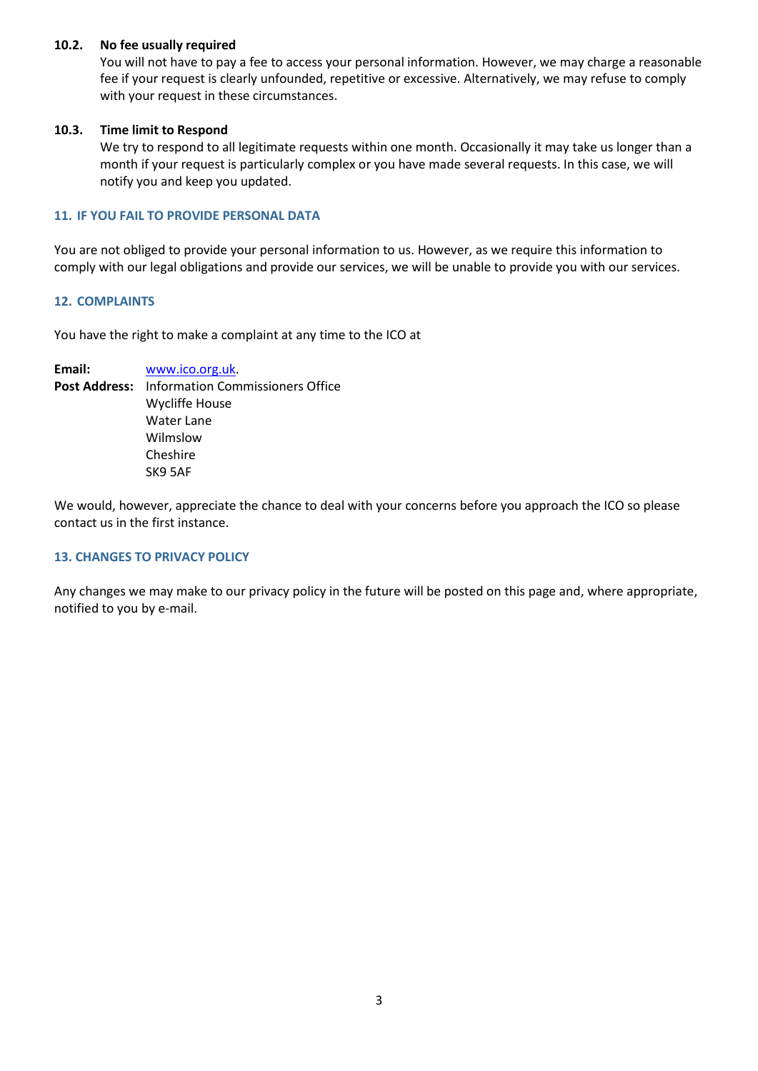### 10.2. No fee usually required

You will not have to pay a fee to access your personal information. However, we may charge a reasonable fee if your request is clearly unfounded, repetitive or excessive. Alternatively, we may refuse to comply with your request in these circumstances.

### 10.3. Time limit to Respond

We try to respond to all legitimate requests within one month. Occasionally it may take us longer than a month if your request is particularly complex or you have made several requests. In this case, we will notify you and keep you updated.

## 11. IF YOU FAIL TO PROVIDE PERSONAL DATA

You are not obliged to provide your personal information to us. However, as we require this information to comply with our legal obligations and provide our services, we will be unable to provide you with our services.

## 12. COMPLAINTS

You have the right to make a complaint at any time to the ICO at

**Email:** [www.ico.org.uk](http://www.ico.org.uk).
**Post Address:** Information Commissioners Office
Wycliffe House
Water Lane
Wilmslow
Cheshire
SK9 5AF

We would, however, appreciate the chance to deal with your concerns before you approach the ICO so please contact us in the first instance.

## 13. CHANGES TO PRIVACY POLICY

Any changes we may make to our privacy policy in the future will be posted on this page and, where appropriate, notified to you by e-mail.